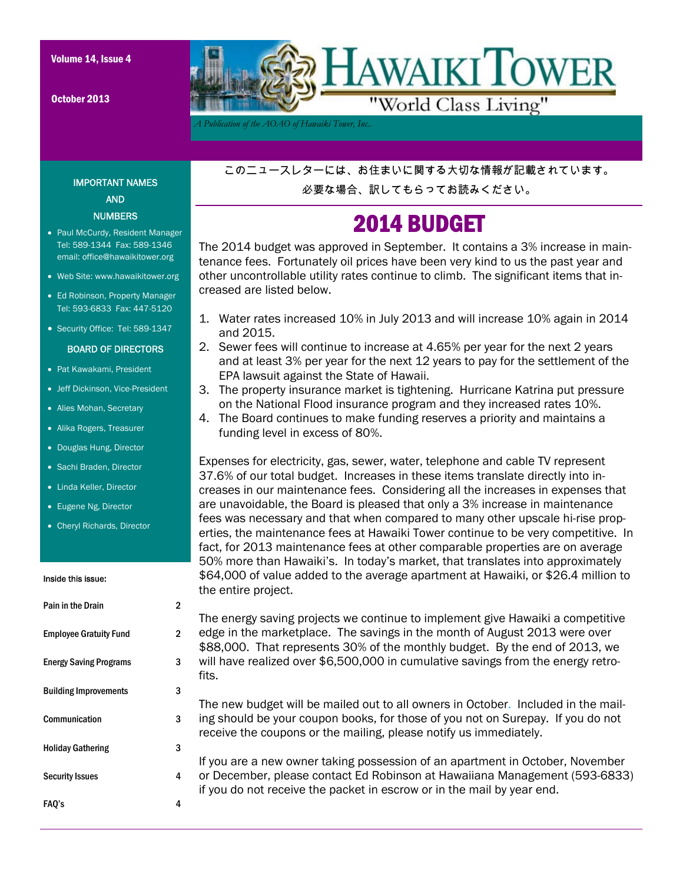# Hawaiki Tower

"World Class Living"

*A Publication of the AOAO of Hawaiki Tower, Inc.*

Volume 14, Issue 4

October 2013

### IMPORTANT NAMES AND NUMBERS

- Paul McCurdy, Resident Manager Tel: 589-1344 Fax: 589-1346 email: office@hawaikitower.org
- Web Site: www.hawaikitower.org
- Ed Robinson, Property Manager Tel: 593-6833 Fax: 447-5120
- Security Office: Tel: 589-1347

### BOARD OF DIRECTORS

- Pat Kawakami, President
- Jeff Dickinson, Vice-President
- Alies Mohan, Secretary
- Alika Rogers, Treasurer
- Douglas Hung, Director
- Sachi Braden, Director
- Linda Keller, Director
- Eugene Ng, Director
- Cheryl Richards, Director

**Inside this issue:**

| | |
|---|---|
| Pain in the Drain | 2 |
| Employee Gratuity Fund | 2 |
| Energy Saving Programs | 3 |
| Building Improvements | 3 |
| Communication | 3 |
| Holiday Gathering | 3 |
| Security Issues | 4 |
| FAQ's | 4 |

このニュースレターには、お住まいに関する大切な情報が記載されています。

必要な場合、訳してもらってお読みください。

## 2014 BUDGET

The 2014 budget was approved in September. It contains a 3% increase in maintenance fees. Fortunately oil prices have been very kind to us the past year and other uncontrollable utility rates continue to climb. The significant items that increased are listed below.

1. Water rates increased 10% in July 2013 and will increase 10% again in 2014 and 2015.
2. Sewer fees will continue to increase at 4.65% per year for the next 2 years and at least 3% per year for the next 12 years to pay for the settlement of the EPA lawsuit against the State of Hawaii.
3. The property insurance market is tightening. Hurricane Katrina put pressure on the National Flood insurance program and they increased rates 10%.
4. The Board continues to make funding reserves a priority and maintains a funding level in excess of 80%.

Expenses for electricity, gas, sewer, water, telephone and cable TV represent 37.6% of our total budget. Increases in these items translate directly into increases in our maintenance fees. Considering all the increases in expenses that are unavoidable, the Board is pleased that only a 3% increase in maintenance fees was necessary and that when compared to many other upscale hi-rise properties, the maintenance fees at Hawaiki Tower continue to be very competitive. In fact, for 2013 maintenance fees at other comparable properties are on average 50% more than Hawaiki's. In today's market, that translates into approximately $64,000 of value added to the average apartment at Hawaiki, or $26.4 million to the entire project.

The energy saving projects we continue to implement give Hawaiki a competitive edge in the marketplace. The savings in the month of August 2013 were over $88,000. That represents 30% of the monthly budget. By the end of 2013, we will have realized over $6,500,000 in cumulative savings from the energy retrofits.

The new budget will be mailed out to all owners in October. Included in the mailing should be your coupon books, for those of you not on Surepay. If you do not receive the coupons or the mailing, please notify us immediately.

If you are a new owner taking possession of an apartment in October, November or December, please contact Ed Robinson at Hawaiiana Management (593-6833) if you do not receive the packet in escrow or in the mail by year end.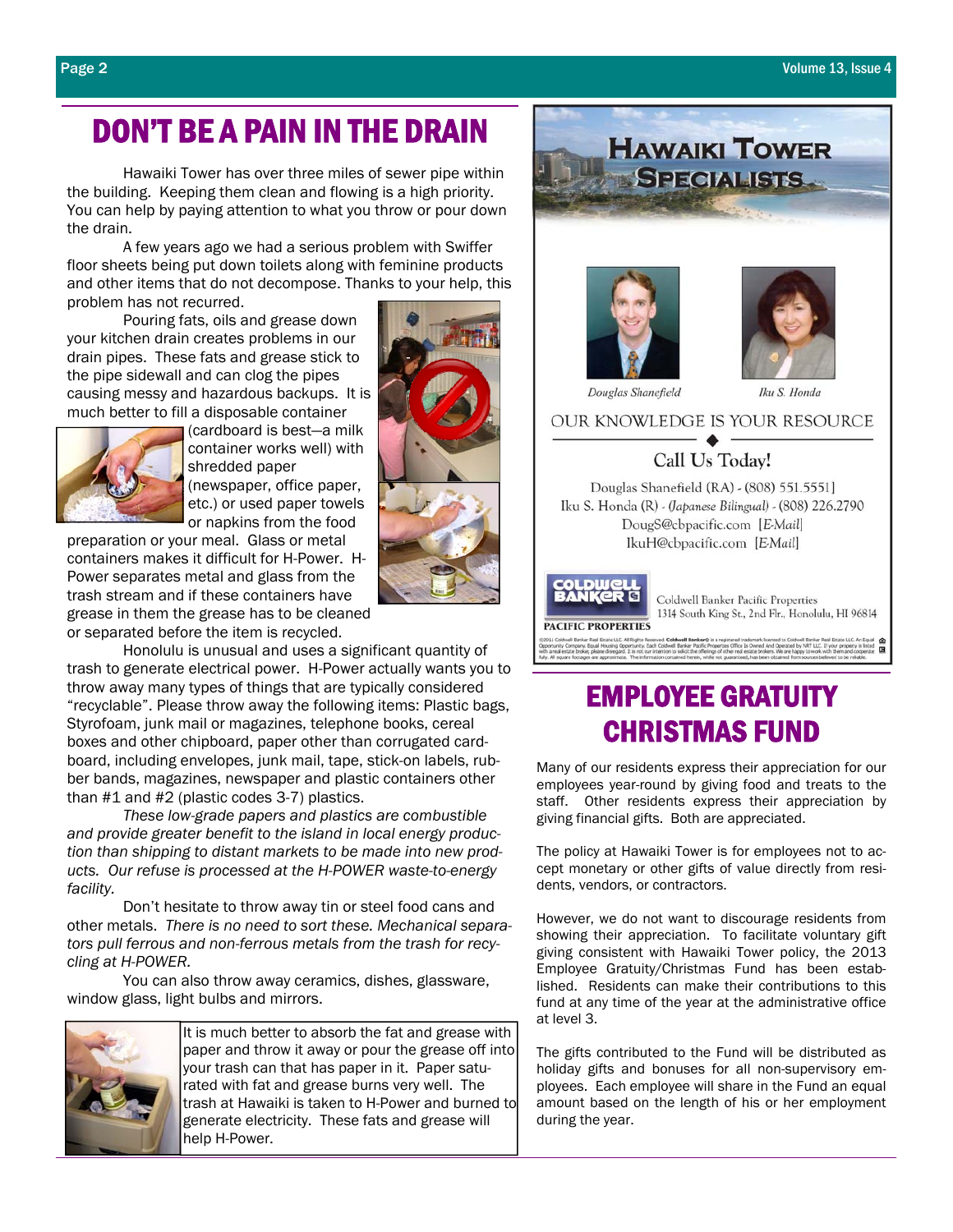# DON'T BE A PAIN IN THE DRAIN

Hawaiki Tower has over three miles of sewer pipe within the building. Keeping them clean and flowing is a high priority. You can help by paying attention to what you throw or pour down the drain.

A few years ago we had a serious problem with Swiffer floor sheets being put down toilets along with feminine products and other items that do not decompose. Thanks to your help, this problem has not recurred.

Pouring fats, oils and grease down your kitchen drain creates problems in our drain pipes. These fats and grease stick to the pipe sidewall and can clog the pipes causing messy and hazardous backups. It is much better to fill a disposable container (cardboard is best—a milk container works well) with shredded paper (newspaper, office paper, etc.) or used paper towels or napkins from the food preparation or your meal. Glass or metal containers makes it difficult for H-Power. H-Power separates metal and glass from the trash stream and if these containers have grease in them the grease has to be cleaned or separated before the item is recycled.

Honolulu is unusual and uses a significant quantity of trash to generate electrical power. H-Power actually wants you to throw away many types of things that are typically considered "recyclable". Please throw away the following items: Plastic bags, Styrofoam, junk mail or magazines, telephone books, cereal boxes and other chipboard, paper other than corrugated cardboard, including envelopes, junk mail, tape, stick-on labels, rubber bands, magazines, newspaper and plastic containers other than #1 and #2 (plastic codes 3-7) plastics.

*These low-grade papers and plastics are combustible and provide greater benefit to the island in local energy production than shipping to distant markets to be made into new products. Our refuse is processed at the H-POWER waste-to-energy facility.*

Don't hesitate to throw away tin or steel food cans and other metals. *There is no need to sort these. Mechanical separators pull ferrous and non-ferrous metals from the trash for recycling at H-POWER.*

You can also throw away ceramics, dishes, glassware, window glass, light bulbs and mirrors.

It is much better to absorb the fat and grease with paper and throw it away or pour the grease off into your trash can that has paper in it. Paper saturated with fat and grease burns very well. The trash at Hawaiki is taken to H-Power and burned to generate electricity. These fats and grease will help H-Power.

## HAWAIKI TOWER SPECIALISTS

Douglas Shanefield — Iku S. Honda

OUR KNOWLEDGE IS YOUR RESOURCE

Call Us Today!

Douglas Shanefield (RA) - (808) 551.5551
Iku S. Honda (R) - (Japanese Bilingual) - (808) 226.2790
DougS@cbpacific.com [E-Mail]
IkuH@cbpacific.com [E-Mail]

COLDWELL BANKER PACIFIC PROPERTIES
Coldwell Banker Pacific Properties
1314 South King St., 2nd Flr., Honolulu, HI 96814

# EMPLOYEE GRATUITY CHRISTMAS FUND

Many of our residents express their appreciation for our employees year-round by giving food and treats to the staff. Other residents express their appreciation by giving financial gifts. Both are appreciated.

The policy at Hawaiki Tower is for employees not to accept monetary or other gifts of value directly from residents, vendors, or contractors.

However, we do not want to discourage residents from showing their appreciation. To facilitate voluntary gift giving consistent with Hawaiki Tower policy, the 2013 Employee Gratuity/Christmas Fund has been established. Residents can make their contributions to this fund at any time of the year at the administrative office at level 3.

The gifts contributed to the Fund will be distributed as holiday gifts and bonuses for all non-supervisory employees. Each employee will share in the Fund an equal amount based on the length of his or her employment during the year.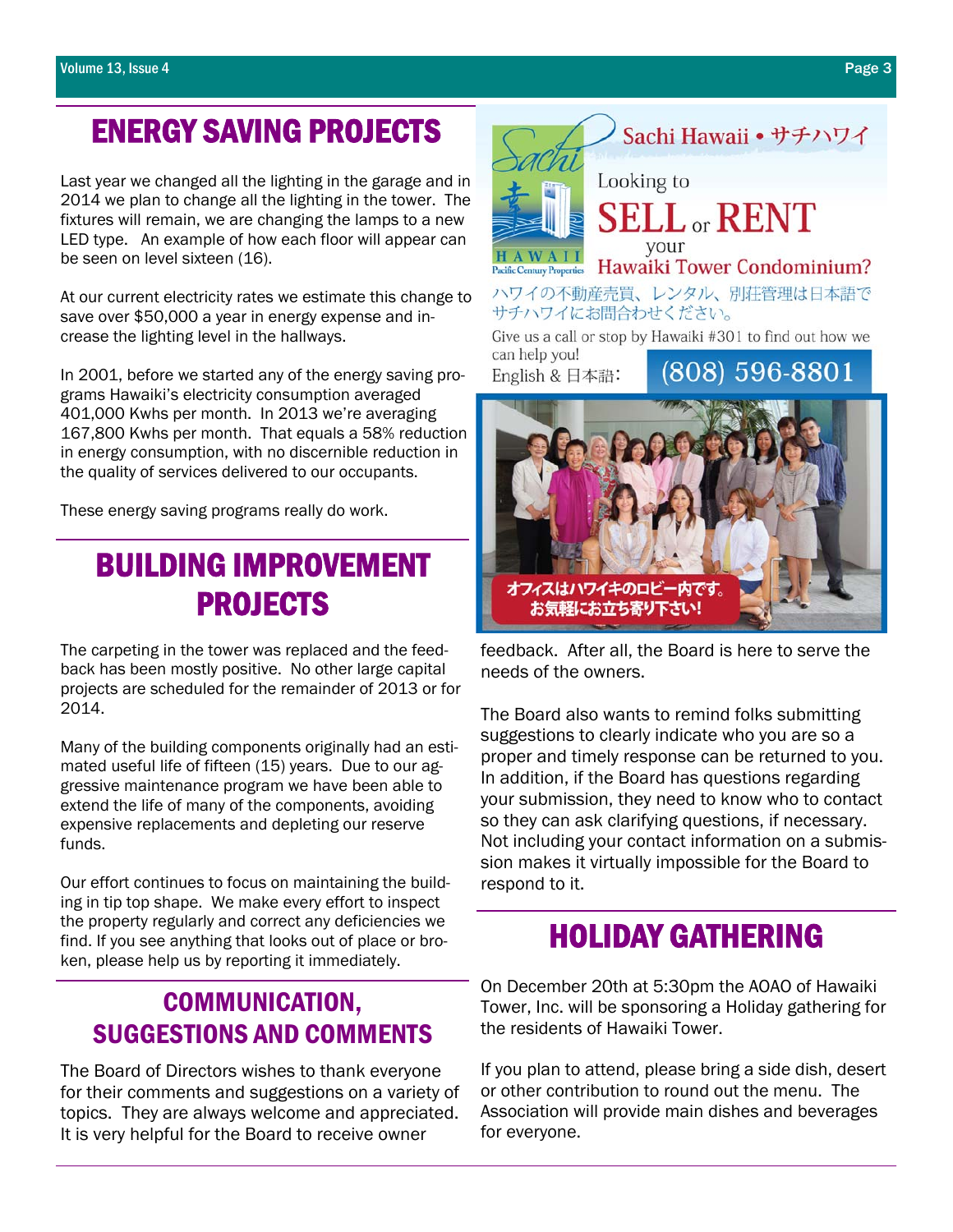## ENERGY SAVING PROJECTS

Last year we changed all the lighting in the garage and in 2014 we plan to change all the lighting in the tower. The fixtures will remain, we are changing the lamps to a new LED type. An example of how each floor will appear can be seen on level sixteen (16).

At our current electricity rates we estimate this change to save over $50,000 a year in energy expense and increase the lighting level in the hallways.

In 2001, before we started any of the energy saving programs Hawaiki's electricity consumption averaged 401,000 Kwhs per month. In 2013 we're averaging 167,800 Kwhs per month. That equals a 58% reduction in energy consumption, with no discernible reduction in the quality of services delivered to our occupants.

These energy saving programs really do work.

## BUILDING IMPROVEMENT PROJECTS

The carpeting in the tower was replaced and the feedback has been mostly positive. No other large capital projects are scheduled for the remainder of 2013 or for 2014.

Many of the building components originally had an estimated useful life of fifteen (15) years. Due to our aggressive maintenance program we have been able to extend the life of many of the components, avoiding expensive replacements and depleting our reserve funds.

Our effort continues to focus on maintaining the building in tip top shape. We make every effort to inspect the property regularly and correct any deficiencies we find. If you see anything that looks out of place or broken, please help us by reporting it immediately.

## COMMUNICATION, SUGGESTIONS AND COMMENTS

The Board of Directors wishes to thank everyone for their comments and suggestions on a variety of topics. They are always welcome and appreciated. It is very helpful for the Board to receive owner feedback. After all, the Board is here to serve the needs of the owners.

The Board also wants to remind folks submitting suggestions to clearly indicate who you are so a proper and timely response can be returned to you. In addition, if the Board has questions regarding your submission, they need to know who to contact so they can ask clarifying questions, if necessary. Not including your contact information on a submission makes it virtually impossible for the Board to respond to it.

Sachi Hawaii • サチハワイ

Looking to **SELL** or **RENT** your Hawaiki Tower Condominium?

ハワイの不動産売買、レンタル、別荘管理は日本語でサチハワイにお問合わせください。

Give us a call or stop by Hawaiki #301 to find out how we can help you!

English & 日本語: (808) 596-8801

Sachi HAWAII Pacific Century Properties

オフィスはハワイキのロビー内です。お気軽にお立ち寄り下さい!

## HOLIDAY GATHERING

On December 20th at 5:30pm the AOAO of Hawaiki Tower, Inc. will be sponsoring a Holiday gathering for the residents of Hawaiki Tower.

If you plan to attend, please bring a side dish, desert or other contribution to round out the menu. The Association will provide main dishes and beverages for everyone.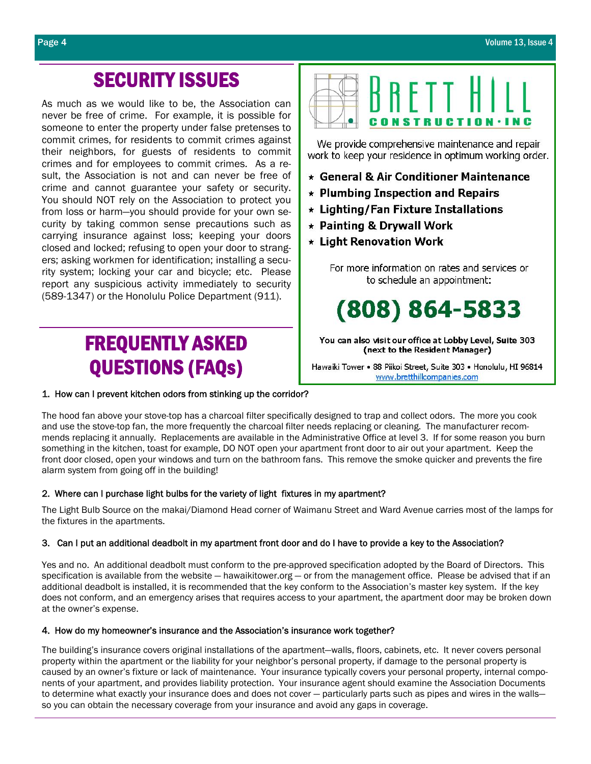## SECURITY ISSUES

As much as we would like to be, the Association can never be free of crime. For example, it is possible for someone to enter the property under false pretenses to commit crimes, for residents to commit crimes against their neighbors, for guests of residents to commit crimes and for employees to commit crimes. As a result, the Association is not and can never be free of crime and cannot guarantee your safety or security. You should NOT rely on the Association to protect you from loss or harm—you should provide for your own security by taking common sense precautions such as carrying insurance against loss; keeping your doors closed and locked; refusing to open your door to strangers; asking workmen for identification; installing a security system; locking your car and bicycle; etc. Please report any suspicious activity immediately to security (589-1347) or the Honolulu Police Department (911).

**BRETT HILL**
**CONSTRUCTION·INC**

We provide comprehensive maintenance and repair work to keep your residence in optimum working order.

- **General & Air Conditioner Maintenance**
- **Plumbing Inspection and Repairs**
- **Lighting/Fan Fixture Installations**
- **Painting & Drywall Work**
- **Light Renovation Work**

For more information on rates and services or to schedule an appointment:

**(808) 864-5833**

**You can also visit our office at Lobby Level, Suite 303 (next to the Resident Manager)**

Hawaiki Tower • 88 Piikoi Street, Suite 303 • Honolulu, HI 96814
www.bretthillcompanies.com

## FREQUENTLY ASKED QUESTIONS (FAQs)

**1. How can I prevent kitchen odors from stinking up the corridor?**

The hood fan above your stove-top has a charcoal filter specifically designed to trap and collect odors. The more you cook and use the stove-top fan, the more frequently the charcoal filter needs replacing or cleaning. The manufacturer recommends replacing it annually. Replacements are available in the Administrative Office at level 3. If for some reason you burn something in the kitchen, toast for example, DO NOT open your apartment front door to air out your apartment. Keep the front door closed, open your windows and turn on the bathroom fans. This remove the smoke quicker and prevents the fire alarm system from going off in the building!

**2. Where can I purchase light bulbs for the variety of light fixtures in my apartment?**

The Light Bulb Source on the makai/Diamond Head corner of Waimanu Street and Ward Avenue carries most of the lamps for the fixtures in the apartments.

**3. Can I put an additional deadbolt in my apartment front door and do I have to provide a key to the Association?**

Yes and no. An additional deadbolt must conform to the pre-approved specification adopted by the Board of Directors. This specification is available from the website — hawaikitower.org — or from the management office. Please be advised that if an additional deadbolt is installed, it is recommended that the key conform to the Association's master key system. If the key does not conform, and an emergency arises that requires access to your apartment, the apartment door may be broken down at the owner's expense.

**4. How do my homeowner's insurance and the Association's insurance work together?**

The building's insurance covers original installations of the apartment—walls, floors, cabinets, etc. It never covers personal property within the apartment or the liability for your neighbor's personal property, if damage to the personal property is caused by an owner's fixture or lack of maintenance. Your insurance typically covers your personal property, internal components of your apartment, and provides liability protection. Your insurance agent should examine the Association Documents to determine what exactly your insurance does and does not cover — particularly parts such as pipes and wires in the walls—so you can obtain the necessary coverage from your insurance and avoid any gaps in coverage.